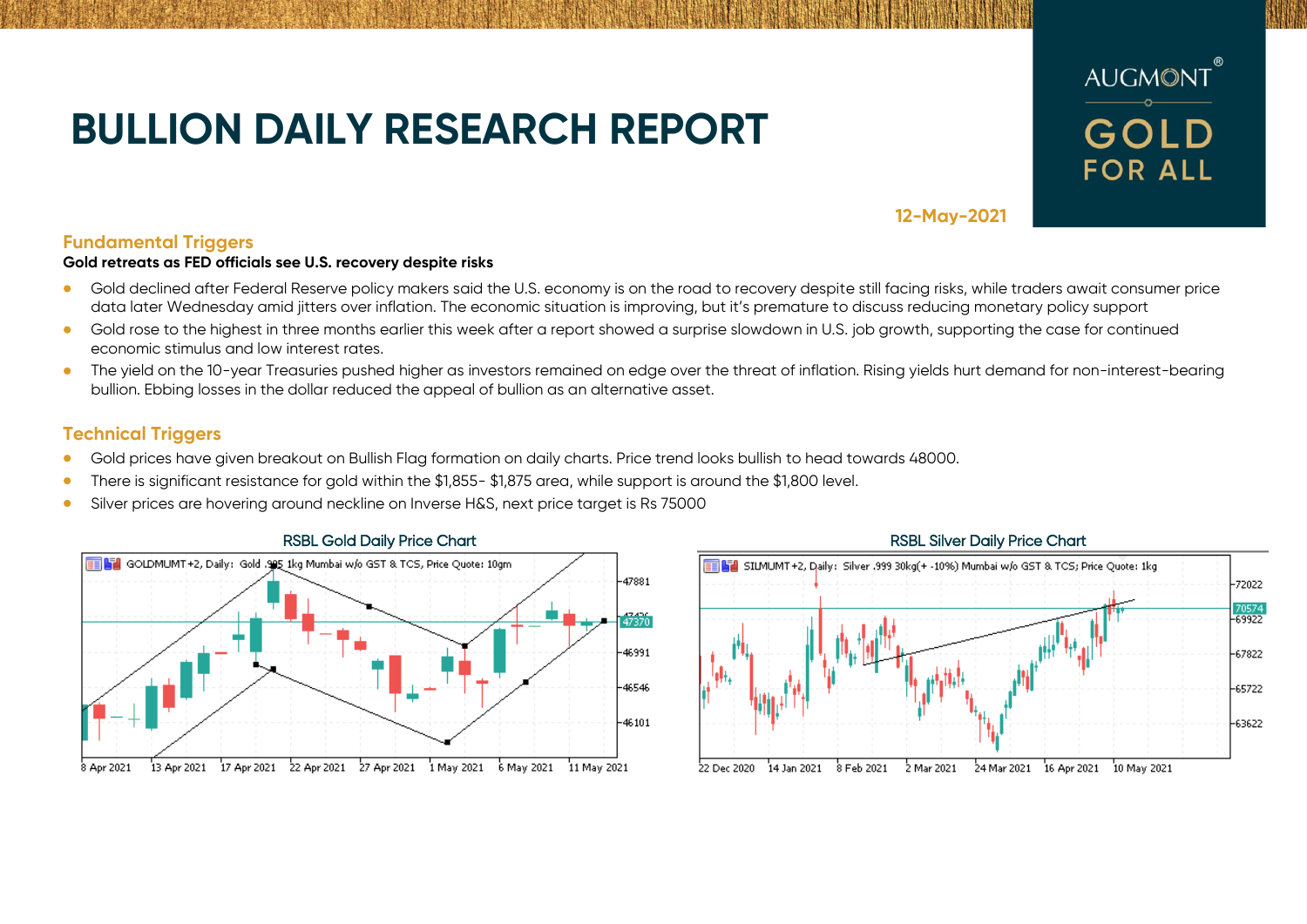# BULLION DAILY RESEARCH REPORT

AUGMONT® GOLD FOR ALL

12-May-2021

## Fundamental Triggers

**Gold retreats as FED officials see U.S. recovery despite risks**

- Gold declined after Federal Reserve policy makers said the U.S. economy is on the road to recovery despite still facing risks, while traders await consumer price data later Wednesday amid jitters over inflation. The economic situation is improving, but it's premature to discuss reducing monetary policy support
- Gold rose to the highest in three months earlier this week after a report showed a surprise slowdown in U.S. job growth, supporting the case for continued economic stimulus and low interest rates.
- The yield on the 10-year Treasuries pushed higher as investors remained on edge over the threat of inflation. Rising yields hurt demand for non-interest-bearing bullion. Ebbing losses in the dollar reduced the appeal of bullion as an alternative asset.

## Technical Triggers

- Gold prices have given breakout on Bullish Flag formation on daily charts. Price trend looks bullish to head towards 48000.
- There is significant resistance for gold within the $1,855- $1,875 area, while support is around the $1,800 level.
- Silver prices are hovering around neckline on Inverse H&S, next price target is Rs 75000

RSBL Gold Daily Price Chart

RSBL Silver Daily Price Chart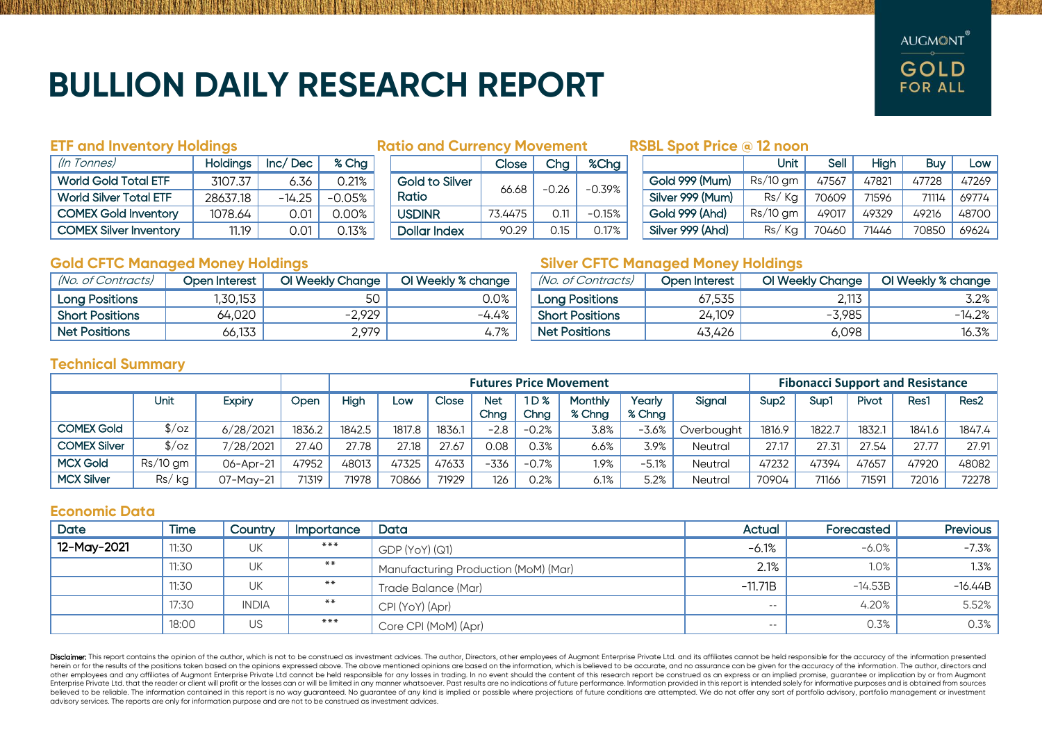# BULLION DAILY RESEARCH REPORT

AUGMONT
GOLD FOR ALL

## ETF and Inventory Holdings

| *(In Tonnes)* | Holdings | Inc/ Dec | % Chg |
|---|---|---|---|
| World Gold Total ETF | 3107.37 | 6.36 | 0.21% |
| World Silver Total ETF | 28637.18 | -14.25 | -0.05% |
| COMEX Gold Inventory | 1078.64 | 0.01 | 0.00% |
| COMEX Silver Inventory | 11.19 | 0.01 | 0.13% |

## Ratio and Currency Movement

| | Close | Chg | %Chg |
|---|---|---|---|
| Gold to Silver Ratio | 66.68 | -0.26 | -0.39% |
| USDINR | 73.4475 | 0.11 | -0.15% |
| Dollar Index | 90.29 | 0.15 | 0.17% |

## RSBL Spot Price @ 12 noon

| | Unit | Sell | High | Buy | Low |
|---|---|---|---|---|---|
| Gold 999 (Mum) | Rs/10 gm | 47567 | 47821 | 47728 | 47269 |
| Silver 999 (Mum) | Rs/ Kg | 70609 | 71596 | 71114 | 69774 |
| Gold 999 (Ahd) | Rs/10 gm | 49017 | 49329 | 49216 | 48700 |
| Silver 999 (Ahd) | Rs/ Kg | 70460 | 71446 | 70850 | 69624 |

## Gold CFTC Managed Money Holdings

| *(No. of Contracts)* | Open Interest | OI Weekly Change | OI Weekly % change |
|---|---|---|---|
| Long Positions | 1,30,153 | 50 | 0.0% |
| Short Positions | 64,020 | -2,929 | -4.4% |
| Net Positions | 66,133 | 2,979 | 4.7% |

## Silver CFTC Managed Money Holdings

| *(No. of Contracts)* | Open Interest | OI Weekly Change | OI Weekly % change |
|---|---|---|---|
| Long Positions | 67,535 | 2,113 | 3.2% |
| Short Positions | 24,109 | -3,985 | -14.2% |
| Net Positions | 43,426 | 6,098 | 16.3% |

## Technical Summary

| | | | | Futures Price Movement | | | | | | | | | Fibonacci Support and Resistance | | | | |
|---|---|---|---|---|---|---|---|---|---|---|---|---|---|---|---|---|---|
| | Unit | Expiry | Open | High | Low | Close | Net Chng | 1 D % Chng | Monthly % Chng | Yearly % Chng | Signal | Sup2 | Sup1 | Pivot | Res1 | Res2 |
| COMEX Gold | $/oz | 6/28/2021 | 1836.2 | 1842.5 | 1817.8 | 1836.1 | -2.8 | -0.2% | 3.8% | -3.6% | Overbought | 1816.9 | 1822.7 | 1832.1 | 1841.6 | 1847.4 |
| COMEX Silver | $/oz | 7/28/2021 | 27.40 | 27.78 | 27.18 | 27.67 | 0.08 | 0.3% | 6.6% | 3.9% | Neutral | 27.17 | 27.31 | 27.54 | 27.77 | 27.91 |
| MCX Gold | Rs/10 gm | 06-Apr-21 | 47952 | 48013 | 47325 | 47633 | -336 | -0.7% | 1.9% | -5.1% | Neutral | 47232 | 47394 | 47657 | 47920 | 48082 |
| MCX Silver | Rs/ kg | 07-May-21 | 71319 | 71978 | 70866 | 71929 | 126 | 0.2% | 6.1% | 5.2% | Neutral | 70904 | 71166 | 71591 | 72016 | 72278 |

## Economic Data

| Date | Time | Country | Importance | Data | Actual | Forecasted | Previous |
|---|---|---|---|---|---|---|---|
| 12-May-2021 | 11:30 | UK | *** | GDP (YoY) (Q1) | -6.1% | -6.0% | -7.3% |
| | 11:30 | UK | ** | Manufacturing Production (MoM) (Mar) | 2.1% | 1.0% | 1.3% |
| | 11:30 | UK | ** | Trade Balance (Mar) | -11.71B | -14.53B | -16.44B |
| | 17:30 | INDIA | ** | CPI (YoY) (Apr) | -- | 4.20% | 5.52% |
| | 18:00 | US | *** | Core CPI (MoM) (Apr) | -- | 0.3% | 0.3% |

**Disclaimer:** This report contains the opinion of the author, which is not to be construed as investment advices. The author, Directors, other employees of Augmont Enterprise Private Ltd. and its affiliates cannot be held responsible for the accuracy of the information presented herein or for the results of the positions taken based on the opinions expressed above. The above mentioned opinions are based on the information, which is believed to be accurate, and no assurance can be given for the accuracy of the information. The author, directors and other employees and any affiliates of Augmont Enterprise Private Ltd cannot be held responsible for any losses in trading. In no event should the content of this research report be construed as an express or an implied promise, guarantee or implication by or from Augmont Enterprise Private Ltd. that the reader or client will profit or the losses can or will be limited in any manner whatsoever. Past results are no indications of future performance. Information provided in this report is intended solely for informative purposes and is obtained from sources believed to be reliable. The information contained in this report is no way guaranteed. No guarantee of any kind is implied or possible where projections of future conditions are attempted. We do not offer any sort of portfolio advisory, portfolio management or investment advisory services. The reports are only for information purpose and are not to be construed as investment advices.